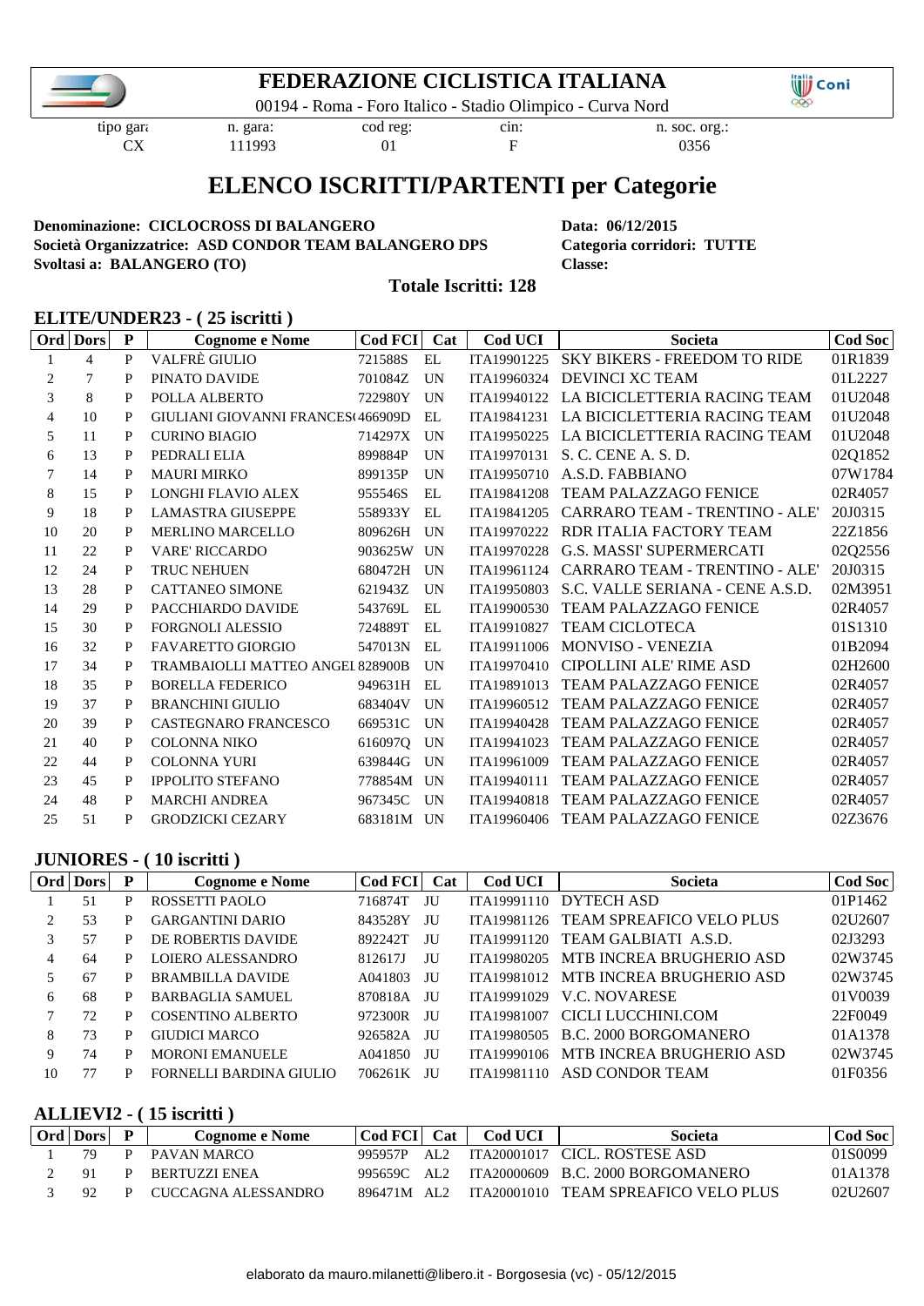# FEDERAZIONE CICLISTICA ITALIANA

00194 - Roma - Foro Italico - Stadio Olimpico - Curva Nord

| tipo gara | n. gara: | cod reg: | cin: | n. soc. org.: |
|---|---|---|---|---|
| CX | 111993 | 01 | F | 0356 |

## ELENCO ISCRITTI/PARTENTI per Categorie

**Denominazione: CICLOCROSS DI BALANGERO**
**Società Organizzatrice: ASD CONDOR TEAM BALANGERO DPS**
**Svoltasi a: BALANGERO (TO)**

**Data: 06/12/2015**
**Categoria corridori: TUTTE**
**Classe:**

**Totale Iscritti: 128**

### ELITE/UNDER23 - ( 25 iscritti )

| Ord | Dors | P | Cognome e Nome | Cod FCI | Cat | Cod UCI | Societa | Cod Soc |
|---|---|---|---|---|---|---|---|---|
| 1 | 4 | P | VALFRÈ GIULIO | 721588S | EL | ITA19901225 | SKY BIKERS - FREEDOM TO RIDE | 01R1839 |
| 2 | 7 | P | PINATO DAVIDE | 701084Z | UN | ITA19960324 | DEVINCI XC TEAM | 01L2227 |
| 3 | 8 | P | POLLA ALBERTO | 722980Y | UN | ITA19940122 | LA BICICLETTERIA RACING TEAM | 01U2048 |
| 4 | 10 | P | GIULIANI GIOVANNI FRANCESC | 466909D | EL | ITA19841231 | LA BICICLETTERIA RACING TEAM | 01U2048 |
| 5 | 11 | P | CURINO BIAGIO | 714297X | UN | ITA19950225 | LA BICICLETTERIA RACING TEAM | 01U2048 |
| 6 | 13 | P | PEDRALI ELIA | 899884P | UN | ITA19970131 | S. C. CENE A. S. D. | 02Q1852 |
| 7 | 14 | P | MAURI MIRKO | 899135P | UN | ITA19950710 | A.S.D. FABBIANO | 07W1784 |
| 8 | 15 | P | LONGHI FLAVIO ALEX | 955546S | EL | ITA19841208 | TEAM PALAZZAGO FENICE | 02R4057 |
| 9 | 18 | P | LAMASTRA GIUSEPPE | 558933Y | EL | ITA19841205 | CARRARO TEAM - TRENTINO - ALE' | 20J0315 |
| 10 | 20 | P | MERLINO MARCELLO | 809626H | UN | ITA19970222 | RDR ITALIA FACTORY TEAM | 22Z1856 |
| 11 | 22 | P | VARE' RICCARDO | 903625W | UN | ITA19970228 | G.S. MASSI' SUPERMERCATI | 02Q2556 |
| 12 | 24 | P | TRUC NEHUEN | 680472H | UN | ITA19961124 | CARRARO TEAM - TRENTINO - ALE' | 20J0315 |
| 13 | 28 | P | CATTANEO SIMONE | 621943Z | UN | ITA19950803 | S.C. VALLE SERIANA - CENE A.S.D. | 02M3951 |
| 14 | 29 | P | PACCHIARDO DAVIDE | 543769L | EL | ITA19900530 | TEAM PALAZZAGO FENICE | 02R4057 |
| 15 | 30 | P | FORGNOLI ALESSIO | 724889T | EL | ITA19910827 | TEAM CICLOTECA | 01S1310 |
| 16 | 32 | P | FAVARETTO GIORGIO | 547013N | EL | ITA19911006 | MONVISO - VENEZIA | 01B2094 |
| 17 | 34 | P | TRAMBAIOLLI MATTEO ANGEL | 828900B | UN | ITA19970410 | CIPOLLINI ALE' RIME ASD | 02H2600 |
| 18 | 35 | P | BORELLA FEDERICO | 949631H | EL | ITA19891013 | TEAM PALAZZAGO FENICE | 02R4057 |
| 19 | 37 | P | BRANCHINI GIULIO | 683404V | UN | ITA19960512 | TEAM PALAZZAGO FENICE | 02R4057 |
| 20 | 39 | P | CASTEGNARO FRANCESCO | 669531C | UN | ITA19940428 | TEAM PALAZZAGO FENICE | 02R4057 |
| 21 | 40 | P | COLONNA NIKO | 616097Q | UN | ITA19941023 | TEAM PALAZZAGO FENICE | 02R4057 |
| 22 | 44 | P | COLONNA YURI | 639844G | UN | ITA19961009 | TEAM PALAZZAGO FENICE | 02R4057 |
| 23 | 45 | P | IPPOLITO STEFANO | 778854M | UN | ITA19940111 | TEAM PALAZZAGO FENICE | 02R4057 |
| 24 | 48 | P | MARCHI ANDREA | 967345C | UN | ITA19940818 | TEAM PALAZZAGO FENICE | 02R4057 |
| 25 | 51 | P | GRODZICKI CEZARY | 683181M | UN | ITA19960406 | TEAM PALAZZAGO FENICE | 02Z3676 |

### JUNIORES - ( 10 iscritti )

| Ord | Dors | P | Cognome e Nome | Cod FCI | Cat | Cod UCI | Societa | Cod Soc |
|---|---|---|---|---|---|---|---|---|
| 1 | 51 | P | ROSSETTI PAOLO | 716874T | JU | ITA19991110 | DYTECH ASD | 01P1462 |
| 2 | 53 | P | GARGANTINI DARIO | 843528Y | JU | ITA19981126 | TEAM SPREAFICO VELO PLUS | 02U2607 |
| 3 | 57 | P | DE ROBERTIS DAVIDE | 892242T | JU | ITA19991120 | TEAM GALBIATI A.S.D. | 02J3293 |
| 4 | 64 | P | LOIERO ALESSANDRO | 812617J | JU | ITA19980205 | MTB INCREA BRUGHERIO ASD | 02W3745 |
| 5 | 67 | P | BRAMBILLA DAVIDE | A041803 | JU | ITA19981012 | MTB INCREA BRUGHERIO ASD | 02W3745 |
| 6 | 68 | P | BARBAGLIA SAMUEL | 870818A | JU | ITA19991029 | V.C. NOVARESE | 01V0039 |
| 7 | 72 | P | COSENTINO ALBERTO | 972300R | JU | ITA19981007 | CICLI LUCCHINI.COM | 22F0049 |
| 8 | 73 | P | GIUDICI MARCO | 926582A | JU | ITA19980505 | B.C. 2000 BORGOMANERO | 01A1378 |
| 9 | 74 | P | MORONI EMANUELE | A041850 | JU | ITA19990106 | MTB INCREA BRUGHERIO ASD | 02W3745 |
| 10 | 77 | P | FORNELLI BARDINA GIULIO | 706261K | JU | ITA19981110 | ASD CONDOR TEAM | 01F0356 |

### ALLIEVI2 - ( 15 iscritti )

| Ord | Dors | P | Cognome e Nome | Cod FCI | Cat | Cod UCI | Societa | Cod Soc |
|---|---|---|---|---|---|---|---|---|
| 1 | 79 | P | PAVAN MARCO | 995957P | AL2 | ITA20001017 | CICL. ROSTESE ASD | 01S0099 |
| 2 | 91 | P | BERTUZZI ENEA | 995659C | AL2 | ITA20000609 | B.C. 2000 BORGOMANERO | 01A1378 |
| 3 | 92 | P | CUCCAGNA ALESSANDRO | 896471M | AL2 | ITA20001010 | TEAM SPREAFICO VELO PLUS | 02U2607 |

elaborato da mauro.milanetti@libero.it - Borgosesia (vc) - 05/12/2015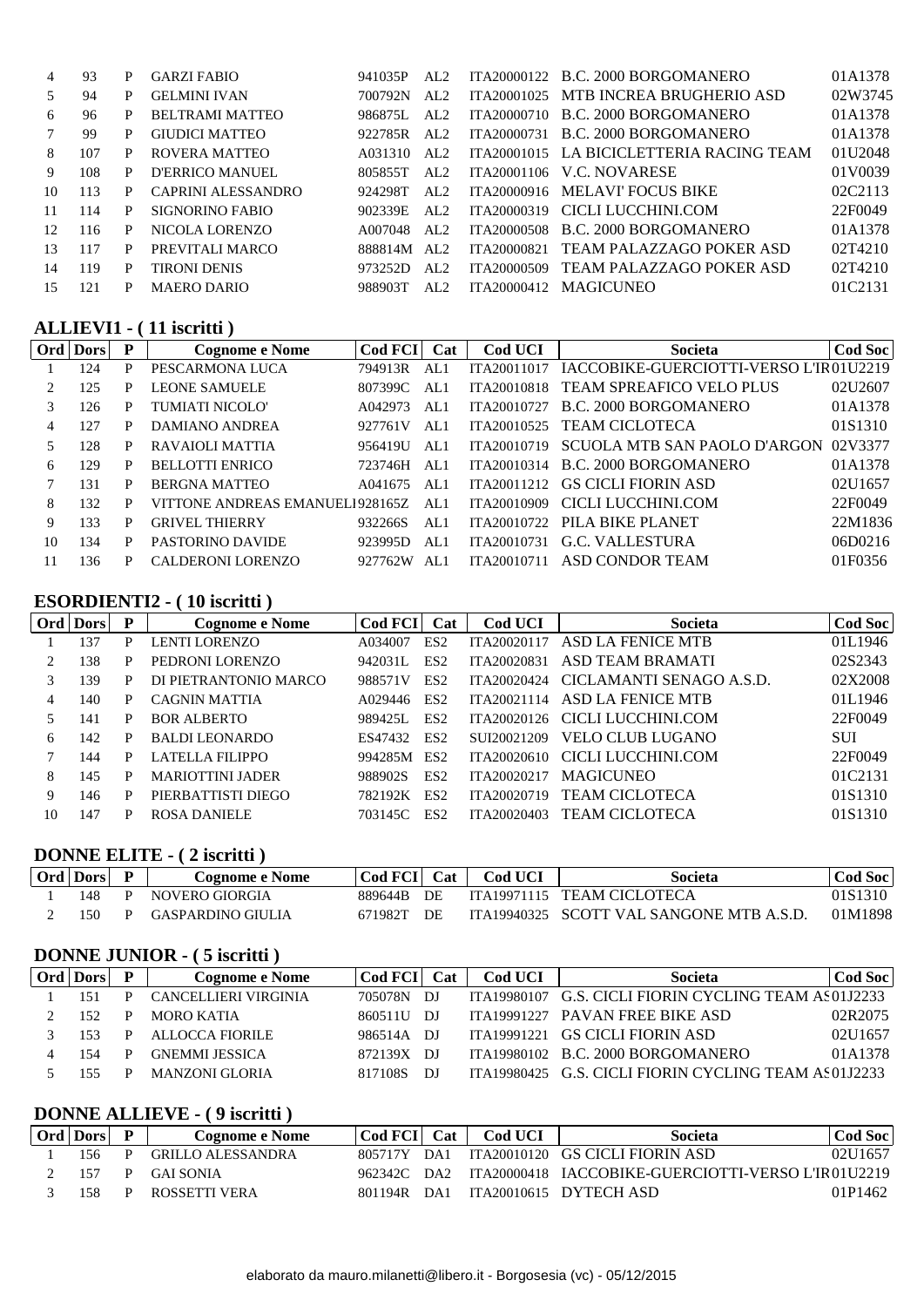| Ord | Dors | P | Cognome e Nome | Cod FCI | Cat | Cod UCI | Societa | Cod Soc |
|---|---|---|---|---|---|---|---|---|
| 4 | 93 | P | GARZI FABIO | 941035P | AL2 | ITA20000122 | B.C. 2000 BORGOMANERO | 01A1378 |
| 5 | 94 | P | GELMINI IVAN | 700792N | AL2 | ITA20001025 | MTB INCREA BRUGHERIO ASD | 02W3745 |
| 6 | 96 | P | BELTRAMI MATTEO | 986875L | AL2 | ITA20000710 | B.C. 2000 BORGOMANERO | 01A1378 |
| 7 | 99 | P | GIUDICI MATTEO | 922785R | AL2 | ITA20000731 | B.C. 2000 BORGOMANERO | 01A1378 |
| 8 | 107 | P | ROVERA MATTEO | A031310 | AL2 | ITA20001015 | LA BICICLETTERIA RACING TEAM | 01U2048 |
| 9 | 108 | P | D'ERRICO MANUEL | 805855T | AL2 | ITA20001106 | V.C. NOVARESE | 01V0039 |
| 10 | 113 | P | CAPRINI ALESSANDRO | 924298T | AL2 | ITA20000916 | MELAVI' FOCUS BIKE | 02C2113 |
| 11 | 114 | P | SIGNORINO FABIO | 902339E | AL2 | ITA20000319 | CICLI LUCCHINI.COM | 22F0049 |
| 12 | 116 | P | NICOLA LORENZO | A007048 | AL2 | ITA20000508 | B.C. 2000 BORGOMANERO | 01A1378 |
| 13 | 117 | P | PREVITALI MARCO | 888814M | AL2 | ITA20000821 | TEAM PALAZZAGO POKER ASD | 02T4210 |
| 14 | 119 | P | TIRONI DENIS | 973252D | AL2 | ITA20000509 | TEAM PALAZZAGO POKER ASD | 02T4210 |
| 15 | 121 | P | MAERO DARIO | 988903T | AL2 | ITA20000412 | MAGICUNEO | 01C2131 |

## ALLIEVI1 - ( 11 iscritti )

| Ord | Dors | P | Cognome e Nome | Cod FCI | Cat | Cod UCI | Societa | Cod Soc |
|---|---|---|---|---|---|---|---|---|
| 1 | 124 | P | PESCARMONA LUCA | 794913R | AL1 | ITA20011017 | IACCOBIKE-GUERCIOTTI-VERSO L'IR | 01U2219 |
| 2 | 125 | P | LEONE SAMUELE | 807399C | AL1 | ITA20010818 | TEAM SPREAFICO VELO PLUS | 02U2607 |
| 3 | 126 | P | TUMIATI NICOLO' | A042973 | AL1 | ITA20010727 | B.C. 2000 BORGOMANERO | 01A1378 |
| 4 | 127 | P | DAMIANO ANDREA | 927761V | AL1 | ITA20010525 | TEAM CICLOTECA | 01S1310 |
| 5 | 128 | P | RAVAIOLI MATTIA | 956419U | AL1 | ITA20010719 | SCUOLA MTB SAN PAOLO D'ARGON | 02V3377 |
| 6 | 129 | P | BELLOTTI ENRICO | 723746H | AL1 | ITA20010314 | B.C. 2000 BORGOMANERO | 01A1378 |
| 7 | 131 | P | BERGNA MATTEO | A041675 | AL1 | ITA20011212 | GS CICLI FIORIN ASD | 02U1657 |
| 8 | 132 | P | VITTONE ANDREAS EMANUEL | 928165Z | AL1 | ITA20010909 | CICLI LUCCHINI.COM | 22F0049 |
| 9 | 133 | P | GRIVEL THIERRY | 932266S | AL1 | ITA20010722 | PILA BIKE PLANET | 22M1836 |
| 10 | 134 | P | PASTORINO DAVIDE | 923995D | AL1 | ITA20010731 | G.C. VALLESTURA | 06D0216 |
| 11 | 136 | P | CALDERONI LORENZO | 927762W | AL1 | ITA20010711 | ASD CONDOR TEAM | 01F0356 |

## ESORDIENTI2 - ( 10 iscritti )

| Ord | Dors | P | Cognome e Nome | Cod FCI | Cat | Cod UCI | Societa | Cod Soc |
|---|---|---|---|---|---|---|---|---|
| 1 | 137 | P | LENTI LORENZO | A034007 | ES2 | ITA20020117 | ASD LA FENICE MTB | 01L1946 |
| 2 | 138 | P | PEDRONI LORENZO | 942031L | ES2 | ITA20020831 | ASD TEAM BRAMATI | 02S2343 |
| 3 | 139 | P | DI PIETRANTONIO MARCO | 988571V | ES2 | ITA20020424 | CICLAMANTI SENAGO A.S.D. | 02X2008 |
| 4 | 140 | P | CAGNIN MATTIA | A029446 | ES2 | ITA20021114 | ASD LA FENICE MTB | 01L1946 |
| 5 | 141 | P | BOR ALBERTO | 989425L | ES2 | ITA20020126 | CICLI LUCCHINI.COM | 22F0049 |
| 6 | 142 | P | BALDI LEONARDO | ES47432 | ES2 | SUI20021209 | VELO CLUB LUGANO | SUI |
| 7 | 144 | P | LATELLA FILIPPO | 994285M | ES2 | ITA20020610 | CICLI LUCCHINI.COM | 22F0049 |
| 8 | 145 | P | MARIOTTINI JADER | 988902S | ES2 | ITA20020217 | MAGICUNEO | 01C2131 |
| 9 | 146 | P | PIERBATTISTI DIEGO | 782192K | ES2 | ITA20020719 | TEAM CICLOTECA | 01S1310 |
| 10 | 147 | P | ROSA DANIELE | 703145C | ES2 | ITA20020403 | TEAM CICLOTECA | 01S1310 |

## DONNE ELITE - ( 2 iscritti )

| Ord | Dors | P | Cognome e Nome | Cod FCI | Cat | Cod UCI | Societa | Cod Soc |
|---|---|---|---|---|---|---|---|---|
| 1 | 148 | P | NOVERO GIORGIA | 889644B | DE | ITA19971115 | TEAM CICLOTECA | 01S1310 |
| 2 | 150 | P | GASPARDINO GIULIA | 671982T | DE | ITA19940325 | SCOTT VAL SANGONE MTB A.S.D. | 01M1898 |

## DONNE JUNIOR - ( 5 iscritti )

| Ord | Dors | P | Cognome e Nome | Cod FCI | Cat | Cod UCI | Societa | Cod Soc |
|---|---|---|---|---|---|---|---|---|
| 1 | 151 | P | CANCELLIERI VIRGINIA | 705078N | DJ | ITA19980107 | G.S. CICLI FIORIN CYCLING TEAM AS | 01J2233 |
| 2 | 152 | P | MORO KATIA | 860511U | DJ | ITA19991227 | PAVAN FREE BIKE ASD | 02R2075 |
| 3 | 153 | P | ALLOCCA FIORILE | 986514A | DJ | ITA19991221 | GS CICLI FIORIN ASD | 02U1657 |
| 4 | 154 | P | GNEMMI JESSICA | 872139X | DJ | ITA19980102 | B.C. 2000 BORGOMANERO | 01A1378 |
| 5 | 155 | P | MANZONI GLORIA | 817108S | DJ | ITA19980425 | G.S. CICLI FIORIN CYCLING TEAM AS | 01J2233 |

## DONNE ALLIEVE - ( 9 iscritti )

| Ord | Dors | P | Cognome e Nome | Cod FCI | Cat | Cod UCI | Societa | Cod Soc |
|---|---|---|---|---|---|---|---|---|
| 1 | 156 | P | GRILLO ALESSANDRA | 805717Y | DA1 | ITA20010120 | GS CICLI FIORIN ASD | 02U1657 |
| 2 | 157 | P | GAI SONIA | 962342C | DA2 | ITA20000418 | IACCOBIKE-GUERCIOTTI-VERSO L'IR | 01U2219 |
| 3 | 158 | P | ROSSETTI VERA | 801194R | DA1 | ITA20010615 | DYTECH ASD | 01P1462 |

elaborato da mauro.milanetti@libero.it - Borgosesia (vc) - 05/12/2015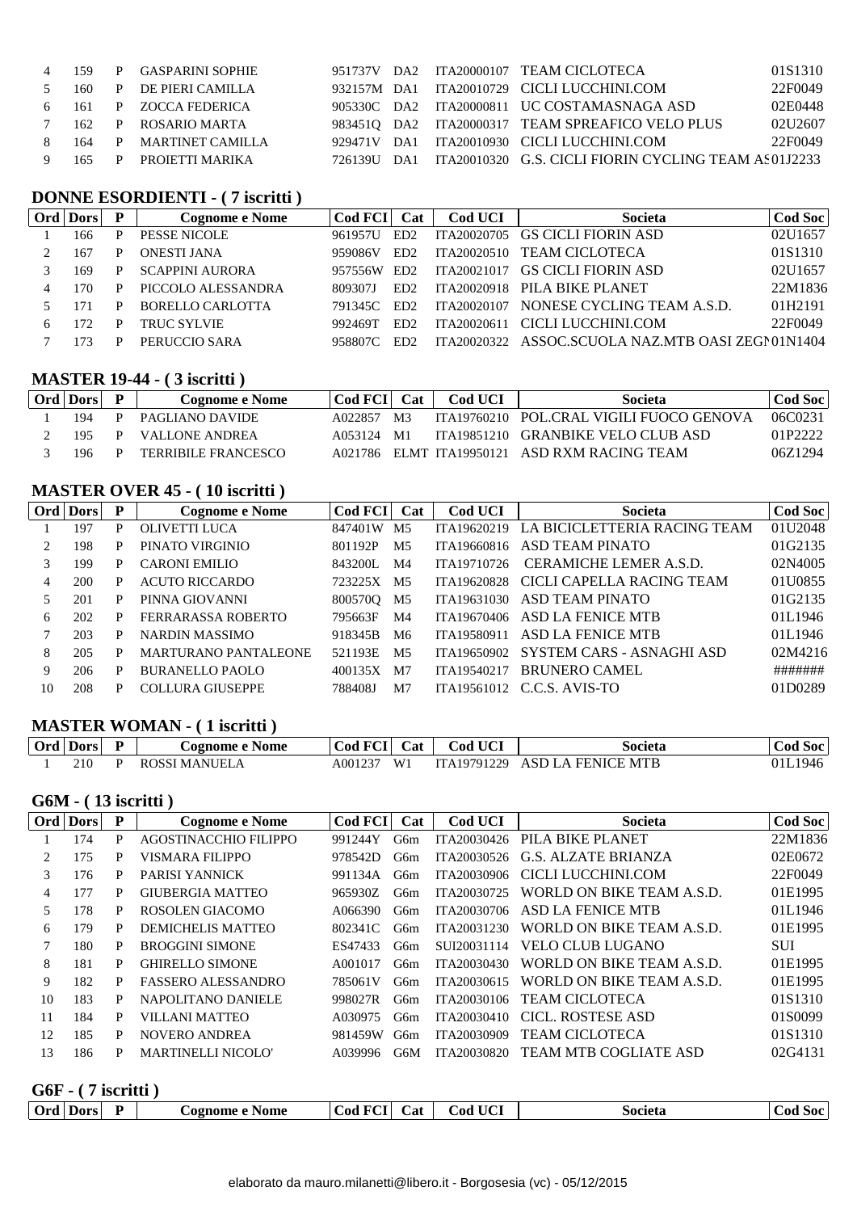| | | | | | | | | |
|---|---|---|---|---|---|---|---|---|
| 4 | 159 | P | GASPARINI SOPHIE | 951737V | DA2 | ITA20000107 | TEAM CICLOTECA | 01S1310 |
| 5 | 160 | P | DE PIERI CAMILLA | 932157M | DA1 | ITA20010729 | CICLI LUCCHINI.COM | 22F0049 |
| 6 | 161 | P | ZOCCA FEDERICA | 905330C | DA2 | ITA20000811 | UC COSTAMASNAGA ASD | 02E0448 |
| 7 | 162 | P | ROSARIO MARTA | 983451Q | DA2 | ITA20000317 | TEAM SPREAFICO VELO PLUS | 02U2607 |
| 8 | 164 | P | MARTINET CAMILLA | 929471V | DA1 | ITA20010930 | CICLI LUCCHINI.COM | 22F0049 |
| 9 | 165 | P | PROIETTI MARIKA | 726139U | DA1 | ITA20010320 | G.S. CICLI FIORIN CYCLING TEAM AS | 01J2233 |

## DONNE ESORDIENTI - ( 7 iscritti )

| Ord | Dors | P | Cognome e Nome | Cod FCI | Cat | Cod UCI | Societa | Cod Soc |
|---|---|---|---|---|---|---|---|---|
| 1 | 166 | P | PESSE NICOLE | 961957U | ED2 | ITA20020705 | GS CICLI FIORIN ASD | 02U1657 |
| 2 | 167 | P | ONESTI JANA | 959086V | ED2 | ITA20020510 | TEAM CICLOTECA | 01S1310 |
| 3 | 169 | P | SCAPPINI AURORA | 957556W | ED2 | ITA20021017 | GS CICLI FIORIN ASD | 02U1657 |
| 4 | 170 | P | PICCOLO ALESSANDRA | 809307J | ED2 | ITA20020918 | PILA BIKE PLANET | 22M1836 |
| 5 | 171 | P | BORELLO CARLOTTA | 791345C | ED2 | ITA20020107 | NONESE CYCLING TEAM A.S.D. | 01H2191 |
| 6 | 172 | P | TRUC SYLVIE | 992469T | ED2 | ITA20020611 | CICLI LUCCHINI.COM | 22F0049 |
| 7 | 173 | P | PERUCCIO SARA | 958807C | ED2 | ITA20020322 | ASSOC.SCUOLA NAZ.MTB OASI ZEGN | 01N1404 |

## MASTER 19-44 - ( 3 iscritti )

| Ord | Dors | P | Cognome e Nome | Cod FCI | Cat | Cod UCI | Societa | Cod Soc |
|---|---|---|---|---|---|---|---|---|
| 1 | 194 | P | PAGLIANO DAVIDE | A022857 | M3 | ITA19760210 | POL.CRAL VIGILI FUOCO GENOVA | 06C0231 |
| 2 | 195 | P | VALLONE ANDREA | A053124 | M1 | ITA19851210 | GRANBIKE VELO CLUB ASD | 01P2222 |
| 3 | 196 | P | TERRIBILE FRANCESCO | A021786 | ELMT | ITA19950121 | ASD RXM RACING TEAM | 06Z1294 |

## MASTER OVER 45 - ( 10 iscritti )

| Ord | Dors | P | Cognome e Nome | Cod FCI | Cat | Cod UCI | Societa | Cod Soc |
|---|---|---|---|---|---|---|---|---|
| 1 | 197 | P | OLIVETTI LUCA | 847401W | M5 | ITA19620219 | LA BICICLETTERIA RACING TEAM | 01U2048 |
| 2 | 198 | P | PINATO VIRGINIO | 801192P | M5 | ITA19660816 | ASD TEAM PINATO | 01G2135 |
| 3 | 199 | P | CARONI EMILIO | 843200L | M4 | ITA19710726 | CERAMICHE LEMER A.S.D. | 02N4005 |
| 4 | 200 | P | ACUTO RICCARDO | 723225X | M5 | ITA19620828 | CICLI CAPELLA RACING TEAM | 01U0855 |
| 5 | 201 | P | PINNA GIOVANNI | 800570Q | M5 | ITA19631030 | ASD TEAM PINATO | 01G2135 |
| 6 | 202 | P | FERRARASSA ROBERTO | 795663F | M4 | ITA19670406 | ASD LA FENICE MTB | 01L1946 |
| 7 | 203 | P | NARDIN MASSIMO | 918345B | M6 | ITA19580911 | ASD LA FENICE MTB | 01L1946 |
| 8 | 205 | P | MARTURANO PANTALEONE | 521193E | M5 | ITA19650902 | SYSTEM CARS - ASNAGHI ASD | 02M4216 |
| 9 | 206 | P | BURANELLO PAOLO | 400135X | M7 | ITA19540217 | BRUNERO CAMEL | ####### |
| 10 | 208 | P | COLLURA GIUSEPPE | 788408J | M7 | ITA19561012 | C.C.S. AVIS-TO | 01D0289 |

## MASTER WOMAN - ( 1 iscritti )

| Ord | Dors | P | Cognome e Nome | Cod FCI | Cat | Cod UCI | Societa | Cod Soc |
|---|---|---|---|---|---|---|---|---|
| 1 | 210 | P | ROSSI MANUELA | A001237 | W1 | ITA19791229 | ASD LA FENICE MTB | 01L1946 |

## G6M - ( 13 iscritti )

| Ord | Dors | P | Cognome e Nome | Cod FCI | Cat | Cod UCI | Societa | Cod Soc |
|---|---|---|---|---|---|---|---|---|
| 1 | 174 | P | AGOSTINACCHIO FILIPPO | 991244Y | G6m | ITA20030426 | PILA BIKE PLANET | 22M1836 |
| 2 | 175 | P | VISMARA FILIPPO | 978542D | G6m | ITA20030526 | G.S. ALZATE BRIANZA | 02E0672 |
| 3 | 176 | P | PARISI YANNICK | 991134A | G6m | ITA20030906 | CICLI LUCCHINI.COM | 22F0049 |
| 4 | 177 | P | GIUBERGIA MATTEO | 965930Z | G6m | ITA20030725 | WORLD ON BIKE TEAM A.S.D. | 01E1995 |
| 5 | 178 | P | ROSOLEN GIACOMO | A066390 | G6m | ITA20030706 | ASD LA FENICE MTB | 01L1946 |
| 6 | 179 | P | DEMICHELIS MATTEO | 802341C | G6m | ITA20031230 | WORLD ON BIKE TEAM A.S.D. | 01E1995 |
| 7 | 180 | P | BROGGINI SIMONE | ES47433 | G6m | SUI20031114 | VELO CLUB LUGANO | SUI |
| 8 | 181 | P | GHIRELLO SIMONE | A001017 | G6m | ITA20030430 | WORLD ON BIKE TEAM A.S.D. | 01E1995 |
| 9 | 182 | P | FASSERO ALESSANDRO | 785061V | G6m | ITA20030615 | WORLD ON BIKE TEAM A.S.D. | 01E1995 |
| 10 | 183 | P | NAPOLITANO DANIELE | 998027R | G6m | ITA20030106 | TEAM CICLOTECA | 01S1310 |
| 11 | 184 | P | VILLANI MATTEO | A030975 | G6m | ITA20030410 | CICL. ROSTESE ASD | 01S0099 |
| 12 | 185 | P | NOVERO ANDREA | 981459W | G6m | ITA20030909 | TEAM CICLOTECA | 01S1310 |
| 13 | 186 | P | MARTINELLI NICOLO' | A039996 | G6M | ITA20030820 | TEAM MTB COGLIATE ASD | 02G4131 |

## G6F - ( 7 iscritti )

| Ord | Dors | P | Cognome e Nome | Cod FCI | Cat | Cod UCI | Societa | Cod Soc |
|---|---|---|---|---|---|---|---|---|

elaborato da mauro.milanetti@libero.it - Borgosesia (vc) - 05/12/2015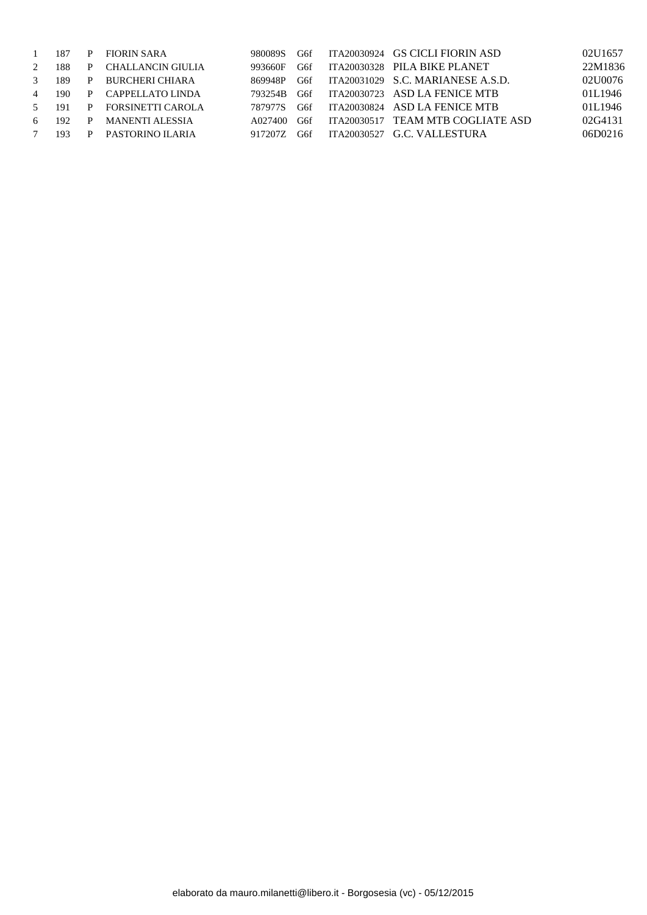| | | | | | | | | |
|---|---|---|---|---|---|---|---|---|
| 1 | 187 | P | FIORIN SARA | 980089S | G6f | ITA20030924 | GS CICLI FIORIN ASD | 02U1657 |
| 2 | 188 | P | CHALLANCIN GIULIA | 993660F | G6f | ITA20030328 | PILA BIKE PLANET | 22M1836 |
| 3 | 189 | P | BURCHERI CHIARA | 869948P | G6f | ITA20031029 | S.C. MARIANESE A.S.D. | 02U0076 |
| 4 | 190 | P | CAPPELLATO LINDA | 793254B | G6f | ITA20030723 | ASD LA FENICE MTB | 01L1946 |
| 5 | 191 | P | FORSINETTI CAROLA | 787977S | G6f | ITA20030824 | ASD LA FENICE MTB | 01L1946 |
| 6 | 192 | P | MANENTI ALESSIA | A027400 | G6f | ITA20030517 | TEAM MTB COGLIATE ASD | 02G4131 |
| 7 | 193 | P | PASTORINO ILARIA | 917207Z | G6f | ITA20030527 | G.C. VALLESTURA | 06D0216 |

elaborato da mauro.milanetti@libero.it - Borgosesia (vc) - 05/12/2015